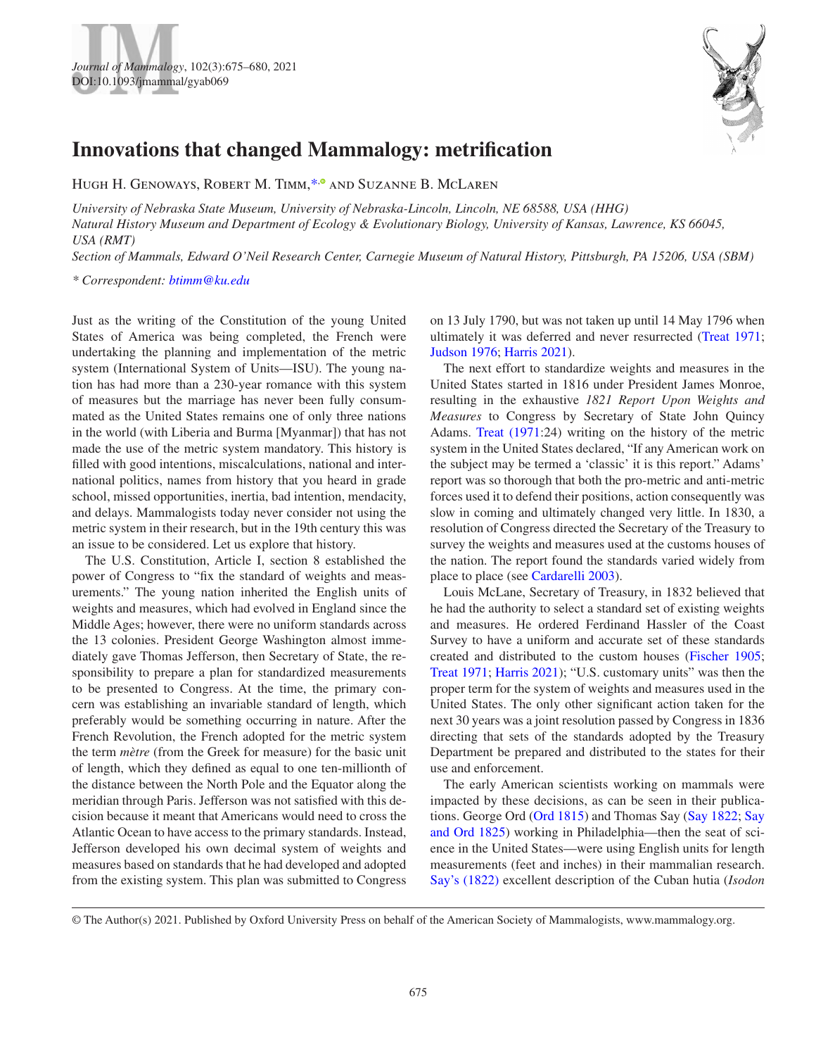# Innovations that changed Mammalogy: metrification

Hugh H. Genoways, Robert M. Timm,* and Suzanne B. McLaren

*University of Nebraska State Museum, University of Nebraska-Lincoln, Lincoln, NE 68588, USA (HHG)*
*Natural History Museum and Department of Ecology & Evolutionary Biology, University of Kansas, Lawrence, KS 66045, USA (RMT)*
*Section of Mammals, Edward O'Neil Research Center, Carnegie Museum of Natural History, Pittsburgh, PA 15206, USA (SBM)*

*\* Correspondent: btimm@ku.edu*

Just as the writing of the Constitution of the young United States of America was being completed, the French were undertaking the planning and implementation of the metric system (International System of Units—ISU). The young nation has had more than a 230-year romance with this system of measures but the marriage has never been fully consummated as the United States remains one of only three nations in the world (with Liberia and Burma [Myanmar]) that has not made the use of the metric system mandatory. This history is filled with good intentions, miscalculations, national and international politics, names from history that you heard in grade school, missed opportunities, inertia, bad intention, mendacity, and delays. Mammalogists today never consider not using the metric system in their research, but in the 19th century this was an issue to be considered. Let us explore that history.

The U.S. Constitution, Article I, section 8 established the power of Congress to "fix the standard of weights and measurements." The young nation inherited the English units of weights and measures, which had evolved in England since the Middle Ages; however, there were no uniform standards across the 13 colonies. President George Washington almost immediately gave Thomas Jefferson, then Secretary of State, the responsibility to prepare a plan for standardized measurements to be presented to Congress. At the time, the primary concern was establishing an invariable standard of length, which preferably would be something occurring in nature. After the French Revolution, the French adopted for the metric system the term *mètre* (from the Greek for measure) for the basic unit of length, which they defined as equal to one ten-millionth of the distance between the North Pole and the Equator along the meridian through Paris. Jefferson was not satisfied with this decision because it meant that Americans would need to cross the Atlantic Ocean to have access to the primary standards. Instead, Jefferson developed his own decimal system of weights and measures based on standards that he had developed and adopted from the existing system. This plan was submitted to Congress on 13 July 1790, but was not taken up until 14 May 1796 when ultimately it was deferred and never resurrected (Treat 1971; Judson 1976; Harris 2021).

The next effort to standardize weights and measures in the United States started in 1816 under President James Monroe, resulting in the exhaustive *1821 Report Upon Weights and Measures* to Congress by Secretary of State John Quincy Adams. Treat (1971:24) writing on the history of the metric system in the United States declared, "If any American work on the subject may be termed a 'classic' it is this report." Adams' report was so thorough that both the pro-metric and anti-metric forces used it to defend their positions, action consequently was slow in coming and ultimately changed very little. In 1830, a resolution of Congress directed the Secretary of the Treasury to survey the weights and measures used at the customs houses of the nation. The report found the standards varied widely from place to place (see Cardarelli 2003).

Louis McLane, Secretary of Treasury, in 1832 believed that he had the authority to select a standard set of existing weights and measures. He ordered Ferdinand Hassler of the Coast Survey to have a uniform and accurate set of these standards created and distributed to the custom houses (Fischer 1905; Treat 1971; Harris 2021); "U.S. customary units" was then the proper term for the system of weights and measures used in the United States. The only other significant action taken for the next 30 years was a joint resolution passed by Congress in 1836 directing that sets of the standards adopted by the Treasury Department be prepared and distributed to the states for their use and enforcement.

The early American scientists working on mammals were impacted by these decisions, as can be seen in their publications. George Ord (Ord 1815) and Thomas Say (Say 1822; Say and Ord 1825) working in Philadelphia—then the seat of science in the United States—were using English units for length measurements (feet and inches) in their mammalian research. Say's (1822) excellent description of the Cuban hutia (*Isodon*

© The Author(s) 2021. Published by Oxford University Press on behalf of the American Society of Mammalogists, www.mammalogy.org.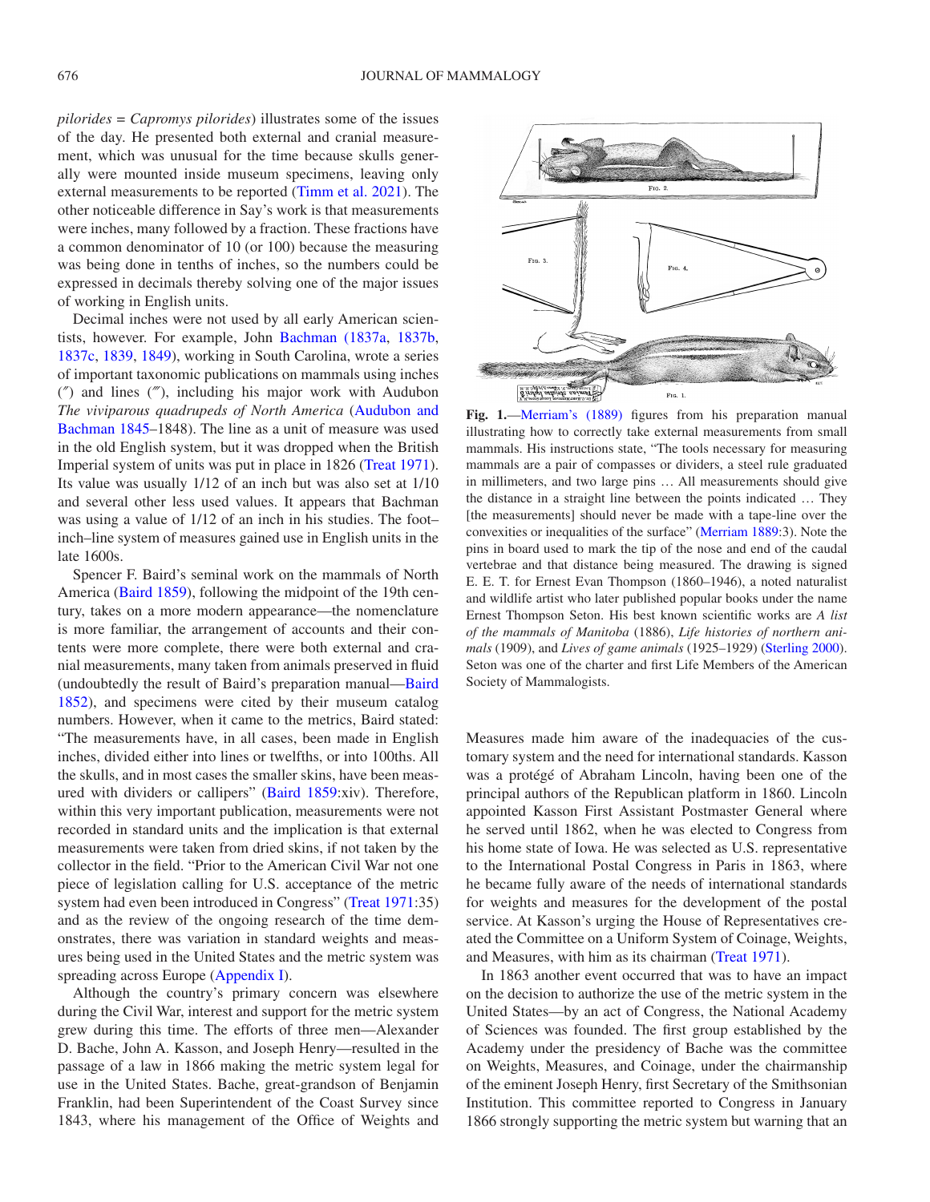*pilorides* = *Capromys pilorides*) illustrates some of the issues of the day. He presented both external and cranial measurement, which was unusual for the time because skulls generally were mounted inside museum specimens, leaving only external measurements to be reported (Timm et al. 2021). The other noticeable difference in Say's work is that measurements were inches, many followed by a fraction. These fractions have a common denominator of 10 (or 100) because the measuring was being done in tenths of inches, so the numbers could be expressed in decimals thereby solving one of the major issues of working in English units.

Decimal inches were not used by all early American scientists, however. For example, John Bachman (1837a, 1837b, 1837c, 1839, 1849), working in South Carolina, wrote a series of important taxonomic publications on mammals using inches (″) and lines (‴), including his major work with Audubon *The viviparous quadrupeds of North America* (Audubon and Bachman 1845–1848). The line as a unit of measure was used in the old English system, but it was dropped when the British Imperial system of units was put in place in 1826 (Treat 1971). Its value was usually 1/12 of an inch but was also set at 1/10 and several other less used values. It appears that Bachman was using a value of 1/12 of an inch in his studies. The foot–inch–line system of measures gained use in English units in the late 1600s.

Spencer F. Baird's seminal work on the mammals of North America (Baird 1859), following the midpoint of the 19th century, takes on a more modern appearance—the nomenclature is more familiar, the arrangement of accounts and their contents were more complete, there were both external and cranial measurements, many taken from animals preserved in fluid (undoubtedly the result of Baird's preparation manual—Baird 1852), and specimens were cited by their museum catalog numbers. However, when it came to the metrics, Baird stated: "The measurements have, in all cases, been made in English inches, divided either into lines or twelfths, or into 100ths. All the skulls, and in most cases the smaller skins, have been measured with dividers or callipers" (Baird 1859:xiv). Therefore, within this very important publication, measurements were not recorded in standard units and the implication is that external measurements were taken from dried skins, if not taken by the collector in the field. "Prior to the American Civil War not one piece of legislation calling for U.S. acceptance of the metric system had even been introduced in Congress" (Treat 1971:35) and as the review of the ongoing research of the time demonstrates, there was variation in standard weights and measures being used in the United States and the metric system was spreading across Europe (Appendix I).

Although the country's primary concern was elsewhere during the Civil War, interest and support for the metric system grew during this time. The efforts of three men—Alexander D. Bache, John A. Kasson, and Joseph Henry—resulted in the passage of a law in 1866 making the metric system legal for use in the United States. Bache, great-grandson of Benjamin Franklin, had been Superintendent of the Coast Survey since 1843, where his management of the Office of Weights and Measures made him aware of the inadequacies of the customary system and the need for international standards. Kasson was a protégé of Abraham Lincoln, having been one of the principal authors of the Republican platform in 1860. Lincoln appointed Kasson First Assistant Postmaster General where he served until 1862, when he was elected to Congress from his home state of Iowa. He was selected as U.S. representative to the International Postal Congress in Paris in 1863, where he became fully aware of the needs of international standards for weights and measures for the development of the postal service. At Kasson's urging the House of Representatives created the Committee on a Uniform System of Coinage, Weights, and Measures, with him as its chairman (Treat 1971).

In 1863 another event occurred that was to have an impact on the decision to authorize the use of the metric system in the United States—by an act of Congress, the National Academy of Sciences was founded. The first group established by the Academy under the presidency of Bache was the committee on Weights, Measures, and Coinage, under the chairmanship of the eminent Joseph Henry, first Secretary of the Smithsonian Institution. This committee reported to Congress in January 1866 strongly supporting the metric system but warning that an

**Fig. 1.**—Merriam's (1889) figures from his preparation manual illustrating how to correctly take external measurements from small mammals. His instructions state, "The tools necessary for measuring mammals are a pair of compasses or dividers, a steel rule graduated in millimeters, and two large pins … All measurements should give the distance in a straight line between the points indicated … They [the measurements] should never be made with a tape-line over the convexities or inequalities of the surface" (Merriam 1889:3). Note the pins in board used to mark the tip of the nose and end of the caudal vertebrae and that distance being measured. The drawing is signed E. E. T. for Ernest Evan Thompson (1860–1946), a noted naturalist and wildlife artist who later published popular books under the name Ernest Thompson Seton. His best known scientific works are *A list of the mammals of Manitoba* (1886), *Life histories of northern animals* (1909), and *Lives of game animals* (1925–1929) (Sterling 2000). Seton was one of the charter and first Life Members of the American Society of Mammalogists.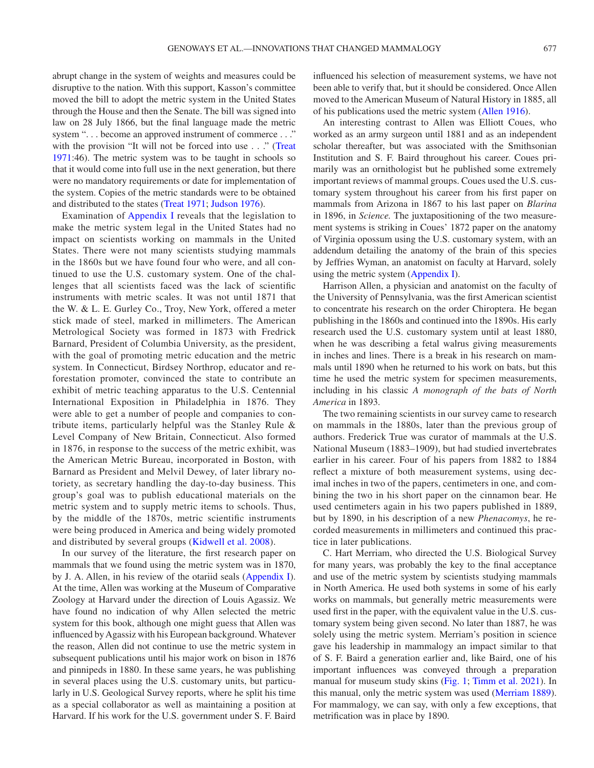abrupt change in the system of weights and measures could be disruptive to the nation. With this support, Kasson's committee moved the bill to adopt the metric system in the United States through the House and then the Senate. The bill was signed into law on 28 July 1866, but the final language made the metric system ". . . become an approved instrument of commerce . . ." with the provision "It will not be forced into use . . ." (Treat 1971:46). The metric system was to be taught in schools so that it would come into full use in the next generation, but there were no mandatory requirements or date for implementation of the system. Copies of the metric standards were to be obtained and distributed to the states (Treat 1971; Judson 1976).

Examination of Appendix I reveals that the legislation to make the metric system legal in the United States had no impact on scientists working on mammals in the United States. There were not many scientists studying mammals in the 1860s but we have found four who were, and all continued to use the U.S. customary system. One of the challenges that all scientists faced was the lack of scientific instruments with metric scales. It was not until 1871 that the W. & L. E. Gurley Co., Troy, New York, offered a meter stick made of steel, marked in millimeters. The American Metrological Society was formed in 1873 with Fredrick Barnard, President of Columbia University, as the president, with the goal of promoting metric education and the metric system. In Connecticut, Birdsey Northrop, educator and reforestation promoter, convinced the state to contribute an exhibit of metric teaching apparatus to the U.S. Centennial International Exposition in Philadelphia in 1876. They were able to get a number of people and companies to contribute items, particularly helpful was the Stanley Rule & Level Company of New Britain, Connecticut. Also formed in 1876, in response to the success of the metric exhibit, was the American Metric Bureau, incorporated in Boston, with Barnard as President and Melvil Dewey, of later library notoriety, as secretary handling the day-to-day business. This group's goal was to publish educational materials on the metric system and to supply metric items to schools. Thus, by the middle of the 1870s, metric scientific instruments were being produced in America and being widely promoted and distributed by several groups (Kidwell et al. 2008).

In our survey of the literature, the first research paper on mammals that we found using the metric system was in 1870, by J. A. Allen, in his review of the otariid seals (Appendix I). At the time, Allen was working at the Museum of Comparative Zoology at Harvard under the direction of Louis Agassiz. We have found no indication of why Allen selected the metric system for this book, although one might guess that Allen was influenced by Agassiz with his European background. Whatever the reason, Allen did not continue to use the metric system in subsequent publications until his major work on bison in 1876 and pinnipeds in 1880. In these same years, he was publishing in several places using the U.S. customary units, but particularly in U.S. Geological Survey reports, where he split his time as a special collaborator as well as maintaining a position at Harvard. If his work for the U.S. government under S. F. Baird influenced his selection of measurement systems, we have not been able to verify that, but it should be considered. Once Allen moved to the American Museum of Natural History in 1885, all of his publications used the metric system (Allen 1916).

An interesting contrast to Allen was Elliott Coues, who worked as an army surgeon until 1881 and as an independent scholar thereafter, but was associated with the Smithsonian Institution and S. F. Baird throughout his career. Coues primarily was an ornithologist but he published some extremely important reviews of mammal groups. Coues used the U.S. customary system throughout his career from his first paper on mammals from Arizona in 1867 to his last paper on *Blarina* in 1896, in *Science*. The juxtapositioning of the two measurement systems is striking in Coues' 1872 paper on the anatomy of Virginia opossum using the U.S. customary system, with an addendum detailing the anatomy of the brain of this species by Jeffries Wyman, an anatomist on faculty at Harvard, solely using the metric system (Appendix I).

Harrison Allen, a physician and anatomist on the faculty of the University of Pennsylvania, was the first American scientist to concentrate his research on the order Chiroptera. He began publishing in the 1860s and continued into the 1890s. His early research used the U.S. customary system until at least 1880, when he was describing a fetal walrus giving measurements in inches and lines. There is a break in his research on mammals until 1890 when he returned to his work on bats, but this time he used the metric system for specimen measurements, including in his classic *A monograph of the bats of North America* in 1893.

The two remaining scientists in our survey came to research on mammals in the 1880s, later than the previous group of authors. Frederick True was curator of mammals at the U.S. National Museum (1883–1909), but had studied invertebrates earlier in his career. Four of his papers from 1882 to 1884 reflect a mixture of both measurement systems, using decimal inches in two of the papers, centimeters in one, and combining the two in his short paper on the cinnamon bear. He used centimeters again in his two papers published in 1889, but by 1890, in his description of a new *Phenacomys*, he recorded measurements in millimeters and continued this practice in later publications.

C. Hart Merriam, who directed the U.S. Biological Survey for many years, was probably the key to the final acceptance and use of the metric system by scientists studying mammals in North America. He used both systems in some of his early works on mammals, but generally metric measurements were used first in the paper, with the equivalent value in the U.S. customary system being given second. No later than 1887, he was solely using the metric system. Merriam's position in science gave his leadership in mammalogy an impact similar to that of S. F. Baird a generation earlier and, like Baird, one of his important influences was conveyed through a preparation manual for museum study skins (Fig. 1; Timm et al. 2021). In this manual, only the metric system was used (Merriam 1889). For mammalogy, we can say, with only a few exceptions, that metrification was in place by 1890.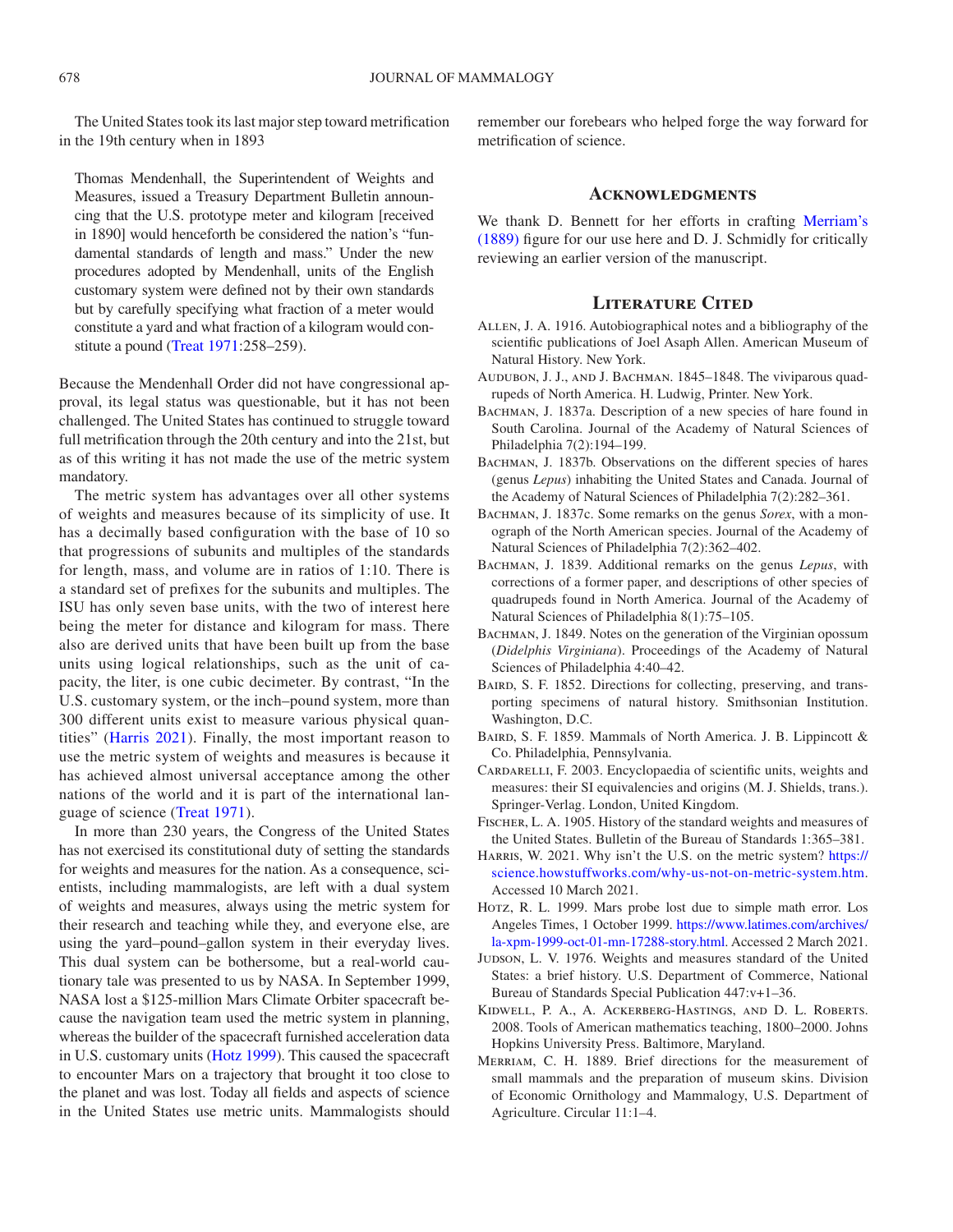The United States took its last major step toward metrification in the 19th century when in 1893

> Thomas Mendenhall, the Superintendent of Weights and Measures, issued a Treasury Department Bulletin announcing that the U.S. prototype meter and kilogram [received in 1890] would henceforth be considered the nation's "fundamental standards of length and mass." Under the new procedures adopted by Mendenhall, units of the English customary system were defined not by their own standards but by carefully specifying what fraction of a meter would constitute a yard and what fraction of a kilogram would constitute a pound (Treat 1971:258–259).

Because the Mendenhall Order did not have congressional approval, its legal status was questionable, but it has not been challenged. The United States has continued to struggle toward full metrification through the 20th century and into the 21st, but as of this writing it has not made the use of the metric system mandatory.

The metric system has advantages over all other systems of weights and measures because of its simplicity of use. It has a decimally based configuration with the base of 10 so that progressions of subunits and multiples of the standards for length, mass, and volume are in ratios of 1:10. There is a standard set of prefixes for the subunits and multiples. The ISU has only seven base units, with the two of interest here being the meter for distance and kilogram for mass. There also are derived units that have been built up from the base units using logical relationships, such as the unit of capacity, the liter, is one cubic decimeter. By contrast, "In the U.S. customary system, or the inch–pound system, more than 300 different units exist to measure various physical quantities" (Harris 2021). Finally, the most important reason to use the metric system of weights and measures is because it has achieved almost universal acceptance among the other nations of the world and it is part of the international language of science (Treat 1971).

In more than 230 years, the Congress of the United States has not exercised its constitutional duty of setting the standards for weights and measures for the nation. As a consequence, scientists, including mammalogists, are left with a dual system of weights and measures, always using the metric system for their research and teaching while they, and everyone else, are using the yard–pound–gallon system in their everyday lives. This dual system can be bothersome, but a real-world cautionary tale was presented to us by NASA. In September 1999, NASA lost a $125-million Mars Climate Orbiter spacecraft because the navigation team used the metric system in planning, whereas the builder of the spacecraft furnished acceleration data in U.S. customary units (Hotz 1999). This caused the spacecraft to encounter Mars on a trajectory that brought it too close to the planet and was lost. Today all fields and aspects of science in the United States use metric units. Mammalogists should remember our forebears who helped forge the way forward for metrification of science.

## Acknowledgments

We thank D. Bennett for her efforts in crafting Merriam's (1889) figure for our use here and D. J. Schmidly for critically reviewing an earlier version of the manuscript.

## Literature Cited

Allen, J. A. 1916. Autobiographical notes and a bibliography of the scientific publications of Joel Asaph Allen. American Museum of Natural History. New York.

Audubon, J. J., and J. Bachman. 1845–1848. The viviparous quadrupeds of North America. H. Ludwig, Printer. New York.

Bachman, J. 1837a. Description of a new species of hare found in South Carolina. Journal of the Academy of Natural Sciences of Philadelphia 7(2):194–199.

Bachman, J. 1837b. Observations on the different species of hares (genus *Lepus*) inhabiting the United States and Canada. Journal of the Academy of Natural Sciences of Philadelphia 7(2):282–361.

Bachman, J. 1837c. Some remarks on the genus *Sorex*, with a monograph of the North American species. Journal of the Academy of Natural Sciences of Philadelphia 7(2):362–402.

Bachman, J. 1839. Additional remarks on the genus *Lepus*, with corrections of a former paper, and descriptions of other species of quadrupeds found in North America. Journal of the Academy of Natural Sciences of Philadelphia 8(1):75–105.

Bachman, J. 1849. Notes on the generation of the Virginian opossum (*Didelphis Virginiana*). Proceedings of the Academy of Natural Sciences of Philadelphia 4:40–42.

Baird, S. F. 1852. Directions for collecting, preserving, and transporting specimens of natural history. Smithsonian Institution. Washington, D.C.

Baird, S. F. 1859. Mammals of North America. J. B. Lippincott & Co. Philadelphia, Pennsylvania.

Cardarelli, F. 2003. Encyclopaedia of scientific units, weights and measures: their SI equivalencies and origins (M. J. Shields, trans.). Springer-Verlag. London, United Kingdom.

Fischer, L. A. 1905. History of the standard weights and measures of the United States. Bulletin of the Bureau of Standards 1:365–381.

Harris, W. 2021. Why isn't the U.S. on the metric system? https://science.howstuffworks.com/why-us-not-on-metric-system.htm. Accessed 10 March 2021.

Hotz, R. L. 1999. Mars probe lost due to simple math error. Los Angeles Times, 1 October 1999. https://www.latimes.com/archives/la-xpm-1999-oct-01-mn-17288-story.html. Accessed 2 March 2021.

Judson, L. V. 1976. Weights and measures standard of the United States: a brief history. U.S. Department of Commerce, National Bureau of Standards Special Publication 447:v+1–36.

Kidwell, P. A., A. Ackerberg-Hastings, and D. L. Roberts. 2008. Tools of American mathematics teaching, 1800–2000. Johns Hopkins University Press. Baltimore, Maryland.

Merriam, C. H. 1889. Brief directions for the measurement of small mammals and the preparation of museum skins. Division of Economic Ornithology and Mammalogy, U.S. Department of Agriculture. Circular 11:1–4.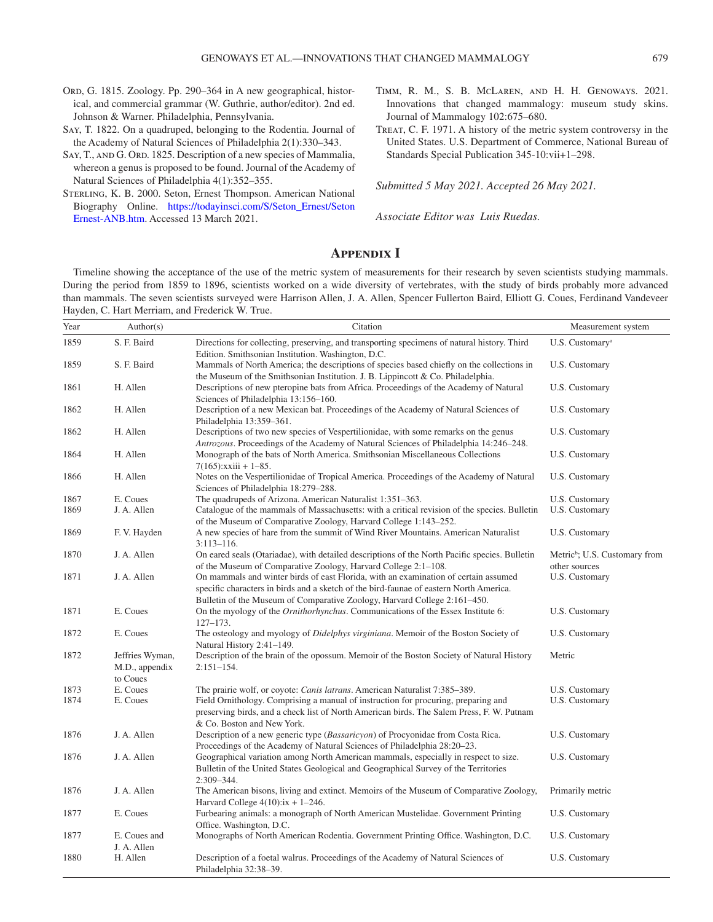Ord, G. 1815. Zoology. Pp. 290–364 in A new geographical, historical, and commercial grammar (W. Guthrie, author/editor). 2nd ed. Johnson & Warner. Philadelphia, Pennsylvania.

Say, T. 1822. On a quadruped, belonging to the Rodentia. Journal of the Academy of Natural Sciences of Philadelphia 2(1):330–343.

Say, T., and G. Ord. 1825. Description of a new species of Mammalia, whereon a genus is proposed to be found. Journal of the Academy of Natural Sciences of Philadelphia 4(1):352–355.

Sterling, K. B. 2000. Seton, Ernest Thompson. American National Biography Online. https://todayinsci.com/S/Seton_Ernest/SetonErnest-ANB.htm. Accessed 13 March 2021.

Timm, R. M., S. B. McLaren, and H. H. Genoways. 2021. Innovations that changed mammalogy: museum study skins. Journal of Mammalogy 102:675–680.

Treat, C. F. 1971. A history of the metric system controversy in the United States. U.S. Department of Commerce, National Bureau of Standards Special Publication 345-10:vii+1–298.

*Submitted 5 May 2021. Accepted 26 May 2021.*

*Associate Editor was Luis Ruedas.*

## Appendix I

Timeline showing the acceptance of the use of the metric system of measurements for their research by seven scientists studying mammals. During the period from 1859 to 1896, scientists worked on a wide diversity of vertebrates, with the study of birds probably more advanced than mammals. The seven scientists surveyed were Harrison Allen, J. A. Allen, Spencer Fullerton Baird, Elliott G. Coues, Ferdinand Vandeveer Hayden, C. Hart Merriam, and Frederick W. True.

| Year | Author(s) | Citation | Measurement system |
|---|---|---|---|
| 1859 | S. F. Baird | Directions for collecting, preserving, and transporting specimens of natural history. Third Edition. Smithsonian Institution. Washington, D.C. | U.S. Customary[a] |
| 1859 | S. F. Baird | Mammals of North America; the descriptions of species based chiefly on the collections in the Museum of the Smithsonian Institution. J. B. Lippincott & Co. Philadelphia. | U.S. Customary |
| 1861 | H. Allen | Descriptions of new pteropine bats from Africa. Proceedings of the Academy of Natural Sciences of Philadelphia 13:156–160. | U.S. Customary |
| 1862 | H. Allen | Description of a new Mexican bat. Proceedings of the Academy of Natural Sciences of Philadelphia 13:359–361. | U.S. Customary |
| 1862 | H. Allen | Descriptions of two new species of Vespertilionidae, with some remarks on the genus *Antrozous*. Proceedings of the Academy of Natural Sciences of Philadelphia 14:246–248. | U.S. Customary |
| 1864 | H. Allen | Monograph of the bats of North America. Smithsonian Miscellaneous Collections 7(165):xxiii + 1–85. | U.S. Customary |
| 1866 | H. Allen | Notes on the Vespertilionidae of Tropical America. Proceedings of the Academy of Natural Sciences of Philadelphia 18:279–288. | U.S. Customary |
| 1867 | E. Coues | The quadrupeds of Arizona. American Naturalist 1:351–363. | U.S. Customary |
| 1869 | J. A. Allen | Catalogue of the mammals of Massachusetts: with a critical revision of the species. Bulletin of the Museum of Comparative Zoology, Harvard College 1:143–252. | U.S. Customary |
| 1869 | F. V. Hayden | A new species of hare from the summit of Wind River Mountains. American Naturalist 3:113–116. | U.S. Customary |
| 1870 | J. A. Allen | On eared seals (Otariadae), with detailed descriptions of the North Pacific species. Bulletin of the Museum of Comparative Zoology, Harvard College 2:1–108. | Metric[b]; U.S. Customary from other sources |
| 1871 | J. A. Allen | On mammals and winter birds of east Florida, with an examination of certain assumed specific characters in birds and a sketch of the bird-faunae of eastern North America. Bulletin of the Museum of Comparative Zoology, Harvard College 2:161–450. | U.S. Customary |
| 1871 | E. Coues | On the myology of the *Ornithorhynchus*. Communications of the Essex Institute 6: 127–173. | U.S. Customary |
| 1872 | E. Coues | The osteology and myology of *Didelphys virginiana*. Memoir of the Boston Society of Natural History 2:41–149. | U.S. Customary |
| 1872 | Jeffries Wyman, M.D., appendix to Coues | Description of the brain of the opossum. Memoir of the Boston Society of Natural History 2:151–154. | Metric |
| 1873 | E. Coues | The prairie wolf, or coyote: *Canis latrans*. American Naturalist 7:385–389. | U.S. Customary |
| 1874 | E. Coues | Field Ornithology. Comprising a manual of instruction for procuring, preparing and preserving birds, and a check list of North American birds. The Salem Press, F. W. Putnam & Co. Boston and New York. | U.S. Customary |
| 1876 | J. A. Allen | Description of a new generic type (*Bassaricyon*) of Procyonidae from Costa Rica. Proceedings of the Academy of Natural Sciences of Philadelphia 28:20–23. | U.S. Customary |
| 1876 | J. A. Allen | Geographical variation among North American mammals, especially in respect to size. Bulletin of the United States Geological and Geographical Survey of the Territories 2:309–344. | U.S. Customary |
| 1876 | J. A. Allen | The American bisons, living and extinct. Memoirs of the Museum of Comparative Zoology, Harvard College 4(10):ix + 1–246. | Primarily metric |
| 1877 | E. Coues | Furbearing animals: a monograph of North American Mustelidae. Government Printing Office. Washington, D.C. | U.S. Customary |
| 1877 | E. Coues and J. A. Allen | Monographs of North American Rodentia. Government Printing Office. Washington, D.C. | U.S. Customary |
| 1880 | H. Allen | Description of a foetal walrus. Proceedings of the Academy of Natural Sciences of Philadelphia 32:38–39. | U.S. Customary |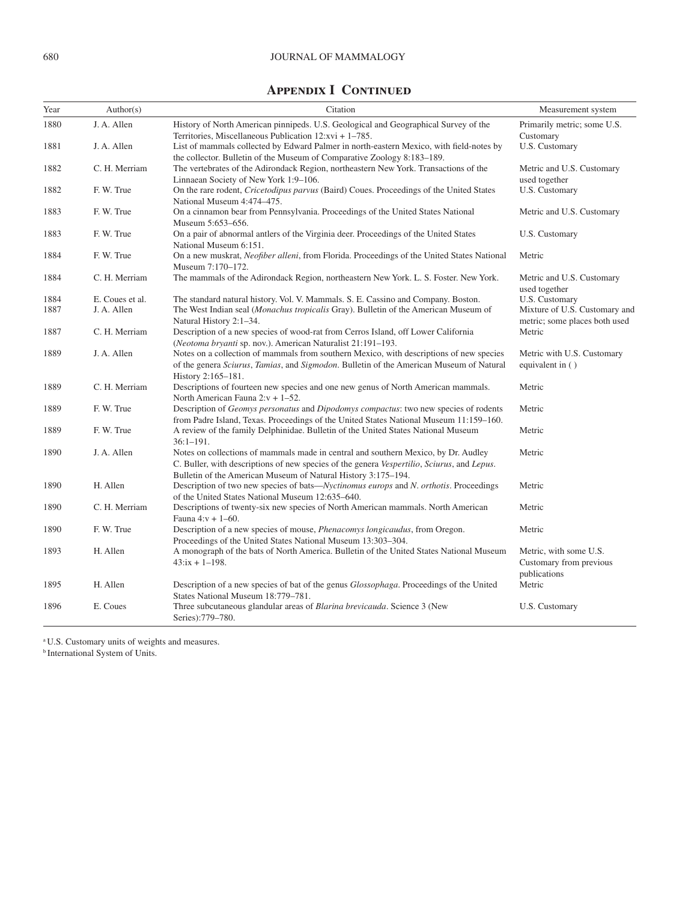## Appendix I Continued

| Year | Author(s) | Citation | Measurement system |
|---|---|---|---|
| 1880 | J. A. Allen | History of North American pinnipeds. U.S. Geological and Geographical Survey of the Territories, Miscellaneous Publication 12:xvi + 1–785. | Primarily metric; some U.S. Customary |
| 1881 | J. A. Allen | List of mammals collected by Edward Palmer in north-eastern Mexico, with field-notes by the collector. Bulletin of the Museum of Comparative Zoology 8:183–189. | U.S. Customary |
| 1882 | C. H. Merriam | The vertebrates of the Adirondack Region, northeastern New York. Transactions of the Linnaean Society of New York 1:9–106. | Metric and U.S. Customary used together |
| 1882 | F. W. True | On the rare rodent, *Cricetodipus parvus* (Baird) Coues. Proceedings of the United States National Museum 4:474–475. | U.S. Customary |
| 1883 | F. W. True | On a cinnamon bear from Pennsylvania. Proceedings of the United States National Museum 5:653–656. | Metric and U.S. Customary |
| 1883 | F. W. True | On a pair of abnormal antlers of the Virginia deer. Proceedings of the United States National Museum 6:151. | U.S. Customary |
| 1884 | F. W. True | On a new muskrat, *Neofiber alleni*, from Florida. Proceedings of the United States National Museum 7:170–172. | Metric |
| 1884 | C. H. Merriam | The mammals of the Adirondack Region, northeastern New York. L. S. Foster. New York. | Metric and U.S. Customary used together |
| 1884 | E. Coues et al. | The standard natural history. Vol. V. Mammals. S. E. Cassino and Company. Boston. | U.S. Customary |
| 1887 | J. A. Allen | The West Indian seal (*Monachus tropicalis* Gray). Bulletin of the American Museum of Natural History 2:1–34. | Mixture of U.S. Customary and metric; some places both used |
| 1887 | C. H. Merriam | Description of a new species of wood-rat from Cerros Island, off Lower California (*Neotoma bryanti* sp. nov.). American Naturalist 21:191–193. | Metric |
| 1889 | J. A. Allen | Notes on a collection of mammals from southern Mexico, with descriptions of new species of the genera *Sciurus*, *Tamias*, and *Sigmodon*. Bulletin of the American Museum of Natural History 2:165–181. | Metric with U.S. Customary equivalent in ( ) |
| 1889 | C. H. Merriam | Descriptions of fourteen new species and one new genus of North American mammals. North American Fauna 2:v + 1–52. | Metric |
| 1889 | F. W. True | Description of *Geomys personatus* and *Dipodomys compactus*: two new species of rodents from Padre Island, Texas. Proceedings of the United States National Museum 11:159–160. | Metric |
| 1889 | F. W. True | A review of the family Delphinidae. Bulletin of the United States National Museum 36:1–191. | Metric |
| 1890 | J. A. Allen | Notes on collections of mammals made in central and southern Mexico, by Dr. Audley C. Buller, with descriptions of new species of the genera *Vespertilio*, *Sciurus*, and *Lepus*. Bulletin of the American Museum of Natural History 3:175–194. | Metric |
| 1890 | H. Allen | Description of two new species of bats—*Nyctinomus europs* and *N. orthotis*. Proceedings of the United States National Museum 12:635–640. | Metric |
| 1890 | C. H. Merriam | Descriptions of twenty-six new species of North American mammals. North American Fauna 4:v + 1–60. | Metric |
| 1890 | F. W. True | Description of a new species of mouse, *Phenacomys longicaudus*, from Oregon. Proceedings of the United States National Museum 13:303–304. | Metric |
| 1893 | H. Allen | A monograph of the bats of North America. Bulletin of the United States National Museum 43:ix + 1–198. | Metric, with some U.S. Customary from previous publications |
| 1895 | H. Allen | Description of a new species of bat of the genus *Glossophaga*. Proceedings of the United States National Museum 18:779–781. | Metric |
| 1896 | E. Coues | Three subcutaneous glandular areas of *Blarina brevicauda*. Science 3 (New Series):779–780. | U.S. Customary |

[a] U.S. Customary units of weights and measures.

[b] International System of Units.